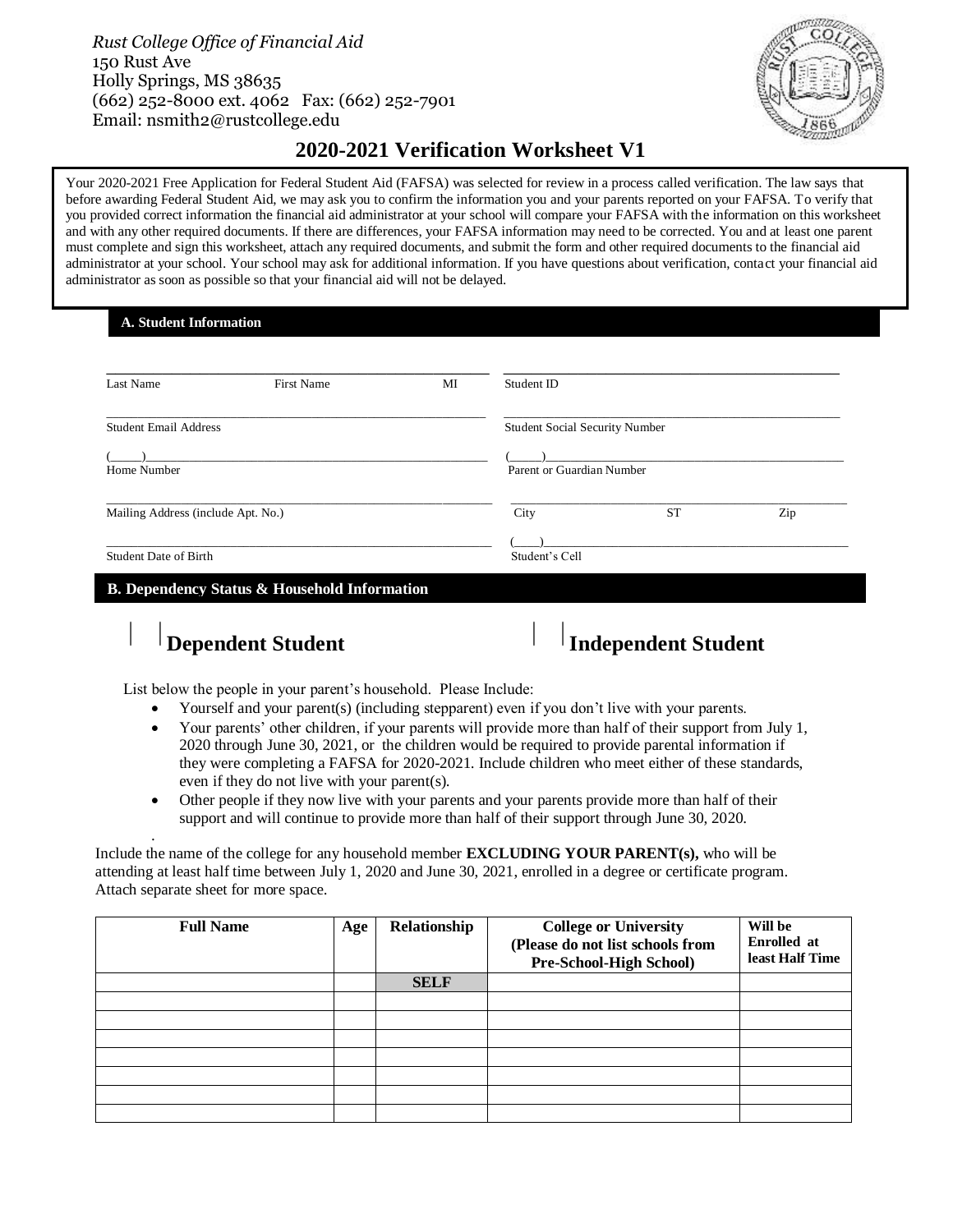*Rust College Office of Financial Aid*
150 Rust Ave
Holly Springs, MS 38635
(662) 252-8000 ext. 4062 Fax: (662) 252-7901
Email: nsmith2@rustcollege.edu

# 2020-2021 Verification Worksheet V1

Your 2020-2021 Free Application for Federal Student Aid (FAFSA) was selected for review in a process called verification. The law says that before awarding Federal Student Aid, we may ask you to confirm the information you and your parents reported on your FAFSA. To verify that you provided correct information the financial aid administrator at your school will compare your FAFSA with the information on this worksheet and with any other required documents. If there are differences, your FAFSA information may need to be corrected. You and at least one parent must complete and sign this worksheet, attach any required documents, and submit the form and other required documents to the financial aid administrator at your school. Your school may ask for additional information. If you have questions about verification, contact your financial aid administrator as soon as possible so that your financial aid will not be delayed.

## A. Student Information

_______________________________________ _______________________________________
Last Name First Name MI Student ID

_______________________________________ _______________________________________
Student Email Address Student Social Security Number

(_____)__________________________________ (_____)__________________________________
Home Number Parent or Guardian Number

_______________________________________ _______________________________________
Mailing Address (include Apt. No.) City ST Zip

_______________________________________ (____)__________________________________
Student Date of Birth Student's Cell

## B. Dependency Status & Household Information

☐ **Dependent Student** ☐ **Independent Student**

List below the people in your parent's household. Please Include:

- Yourself and your parent(s) (including stepparent) even if you don't live with your parents.
- Your parents' other children, if your parents will provide more than half of their support from July 1, 2020 through June 30, 2021, or the children would be required to provide parental information if they were completing a FAFSA for 2020-2021. Include children who meet either of these standards, even if they do not live with your parent(s).
- Other people if they now live with your parents and your parents provide more than half of their support and will continue to provide more than half of their support through June 30, 2020.

Include the name of the college for any household member **EXCLUDING YOUR PARENT(s),** who will be attending at least half time between July 1, 2020 and June 30, 2021, enrolled in a degree or certificate program. Attach separate sheet for more space.

| Full Name | Age | Relationship | College or University (Please do not list schools from Pre-School-High School) | Will be Enrolled at least Half Time |
|---|---|---|---|---|
| | | SELF | | |
| | | | | |
| | | | | |
| | | | | |
| | | | | |
| | | | | |
| | | | | |
| | | | | |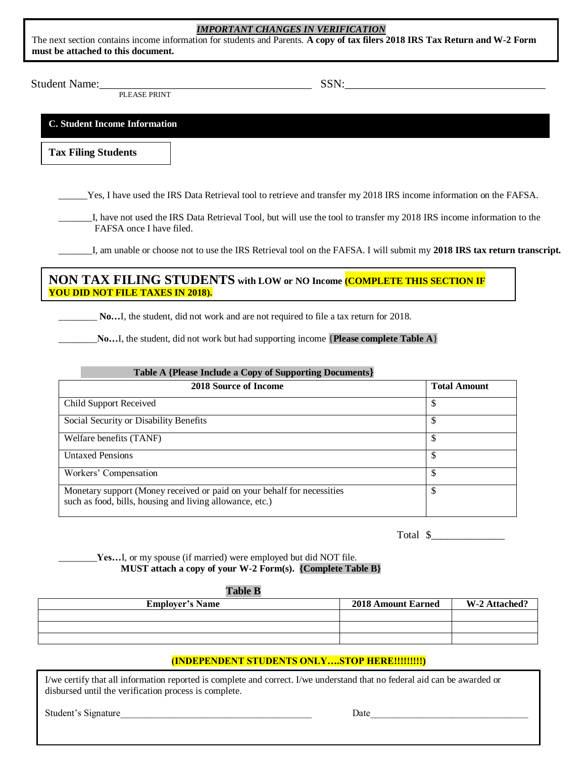***IMPORTANT CHANGES IN VERIFICATION***

The next section contains income information for students and Parents. **A copy of tax filers 2018 IRS Tax Return and W-2 Form must be attached to this document.**

Student Name:_____________________________________ SSN:___________________________________

PLEASE PRINT

## C. Student Income Information

### Tax Filing Students

______Yes, I have used the IRS Data Retrieval tool to retrieve and transfer my 2018 IRS income information on the FAFSA.

_______I, have not used the IRS Data Retrieval Tool, but will use the tool to transfer my 2018 IRS income information to the FAFSA once I have filed.

_______I, am unable or choose not to use the IRS Retrieval tool on the FAFSA. I will submit my **2018 IRS tax return transcript.**

## NON TAX FILING STUDENTS with LOW or NO Income **(COMPLETE THIS SECTION IF YOU DID NOT FILE TAXES IN 2018).**

________ **No…**I, the student, did not work and are not required to file a tax return for 2018.

________**No…**I, the student, did not work but had supporting income {**Please complete Table A**}

**Table A {Please Include a Copy of Supporting Documents}**

| 2018 Source of Income | Total Amount |
|---|---|
| Child Support Received | $ |
| Social Security or Disability Benefits | $ |
| Welfare benefits (TANF) | $ |
| Untaxed Pensions | $ |
| Workers' Compensation | $ |
| Monetary support (Money received or paid on your behalf for necessities such as food, bills, housing and living allowance, etc.) | $ |

Total $_____________

________**Yes…**I, or my spouse (if married) were employed but did NOT file.
**MUST attach a copy of your W-2 Form(s). {Complete Table B}**

**Table B**

| Employer's Name | 2018 Amount Earned | W-2 Attached? |
|---|---|---|
| | | |
| | | |
| | | |

**(INDEPENDENT STUDENTS ONLY….STOP HERE!!!!!!!!!)**

I/we certify that all information reported is complete and correct. I/we understand that no federal aid can be awarded or disbursed until the verification process is complete.

Student's Signature_________________________________________ Date__________________________________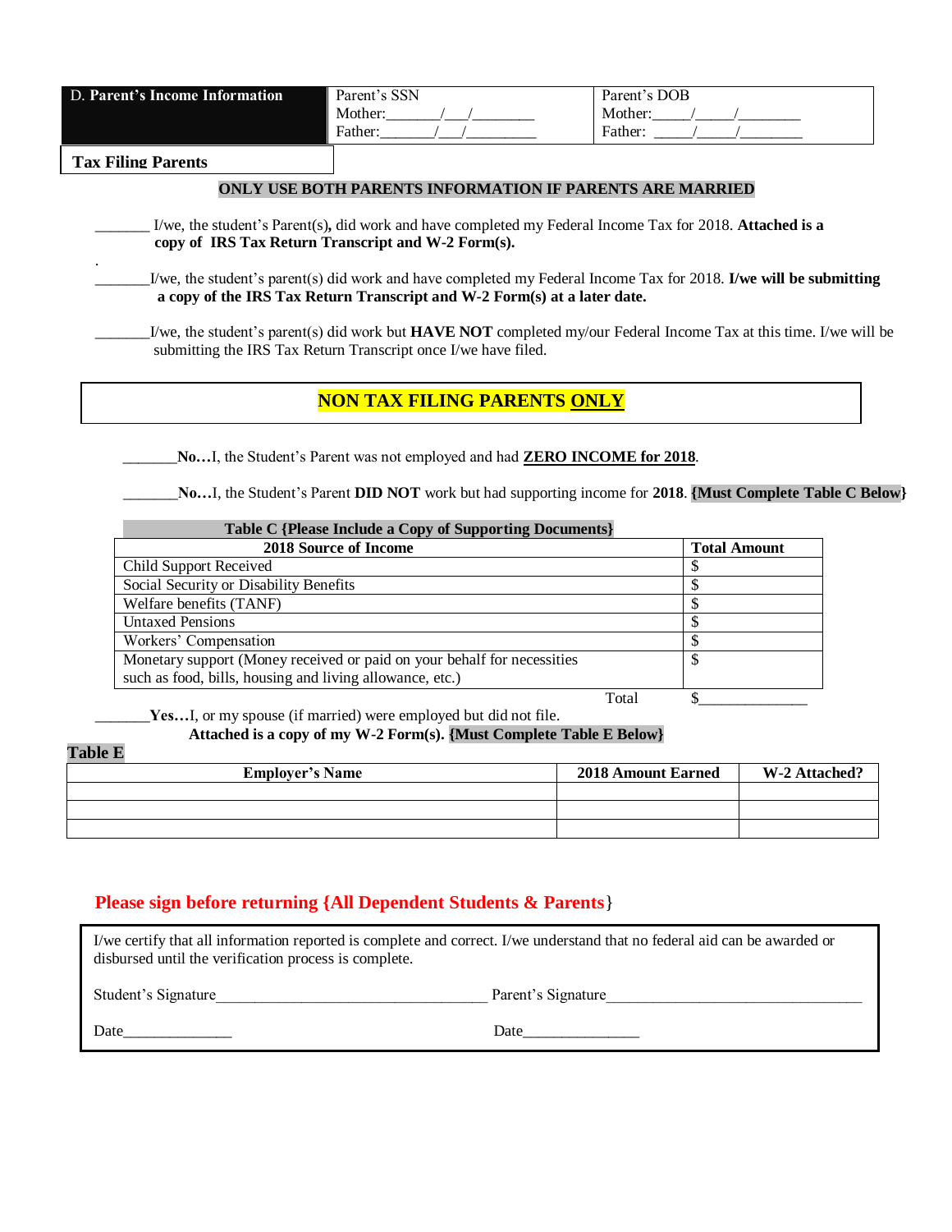| D. **Parent's Income Information** | Parent's SSN | Parent's DOB |
|---|---|---|
| | Mother:_______/___/________ | Mother:_____/_____/________ |
| | Father:_______/___/_________ | Father: _____/_____/________ |

**Tax Filing Parents**

**ONLY USE BOTH PARENTS INFORMATION IF PARENTS ARE MARRIED**

_______ I/we, the student's Parent(s)**,** did work and have completed my Federal Income Tax for 2018. **Attached is a copy of IRS Tax Return Transcript and W-2 Form(s).**

.

_______I/we, the student's parent(s) did work and have completed my Federal Income Tax for 2018. **I/we will be submitting a copy of the IRS Tax Return Transcript and W-2 Form(s) at a later date.**

_______I/we, the student's parent(s) did work but **HAVE NOT** completed my/our Federal Income Tax at this time. I/we will be submitting the IRS Tax Return Transcript once I/we have filed.

## NON TAX FILING PARENTS ONLY

_______**No…**I, the Student's Parent was not employed and had **ZERO INCOME for 2018**.

_______**No…**I, the Student's Parent **DID NOT** work but had supporting income for **2018**. **{Must Complete Table C Below}**

**Table C {Please Include a Copy of Supporting Documents}**

| 2018 Source of Income | Total Amount |
|---|---|
| Child Support Received | $ |
| Social Security or Disability Benefits | $ |
| Welfare benefits (TANF) | $ |
| Untaxed Pensions | $ |
| Workers' Compensation | $ |
| Monetary support (Money received or paid on your behalf for necessities such as food, bills, housing and living allowance, etc.) | $ |
| Total | $______________ |

_______**Yes…**I, or my spouse (if married) were employed but did not file.
**Attached is a copy of my W-2 Form(s). {Must Complete Table E Below}**

**Table E**

| Employer's Name | 2018 Amount Earned | W-2 Attached? |
|---|---|---|
| | | |
| | | |
| | | |

**Please sign before returning {All Dependent Students & Parents}**

I/we certify that all information reported is complete and correct. I/we understand that no federal aid can be awarded or disbursed until the verification process is complete.

Student's Signature___________________________________ Parent's Signature__________________________________

Date______________ Date_______________